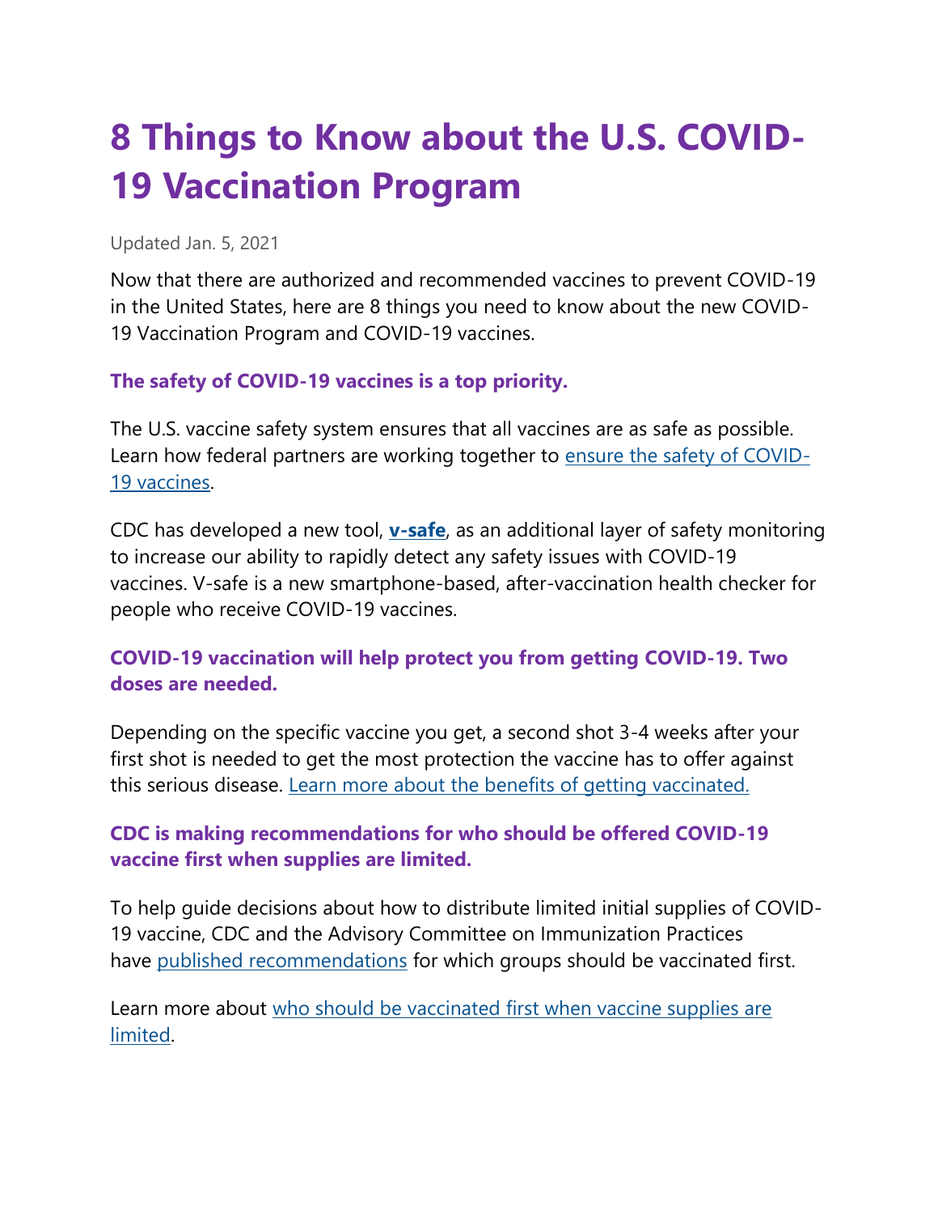# 8 Things to Know about the U.S. COVID-19 Vaccination Program

Updated Jan. 5, 2021

Now that there are authorized and recommended vaccines to prevent COVID-19 in the United States, here are 8 things you need to know about the new COVID-19 Vaccination Program and COVID-19 vaccines.

### The safety of COVID-19 vaccines is a top priority.

The U.S. vaccine safety system ensures that all vaccines are as safe as possible. Learn how federal partners are working together to ensure the safety of COVID-19 vaccines.

CDC has developed a new tool, **v-safe**, as an additional layer of safety monitoring to increase our ability to rapidly detect any safety issues with COVID-19 vaccines. V-safe is a new smartphone-based, after-vaccination health checker for people who receive COVID-19 vaccines.

### COVID-19 vaccination will help protect you from getting COVID-19. Two doses are needed.

Depending on the specific vaccine you get, a second shot 3-4 weeks after your first shot is needed to get the most protection the vaccine has to offer against this serious disease. Learn more about the benefits of getting vaccinated.

### CDC is making recommendations for who should be offered COVID-19 vaccine first when supplies are limited.

To help guide decisions about how to distribute limited initial supplies of COVID-19 vaccine, CDC and the Advisory Committee on Immunization Practices have published recommendations for which groups should be vaccinated first.

Learn more about who should be vaccinated first when vaccine supplies are limited.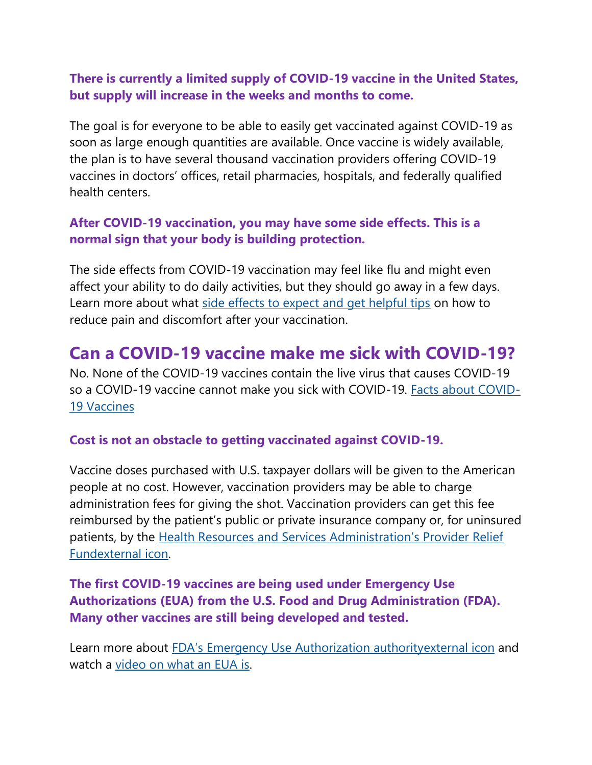**There is currently a limited supply of COVID-19 vaccine in the United States, but supply will increase in the weeks and months to come.**

The goal is for everyone to be able to easily get vaccinated against COVID-19 as soon as large enough quantities are available. Once vaccine is widely available, the plan is to have several thousand vaccination providers offering COVID-19 vaccines in doctors' offices, retail pharmacies, hospitals, and federally qualified health centers.

**After COVID-19 vaccination, you may have some side effects. This is a normal sign that your body is building protection.**

The side effects from COVID-19 vaccination may feel like flu and might even affect your ability to do daily activities, but they should go away in a few days. Learn more about what side effects to expect and get helpful tips on how to reduce pain and discomfort after your vaccination.

## Can a COVID-19 vaccine make me sick with COVID-19?

No. None of the COVID-19 vaccines contain the live virus that causes COVID-19 so a COVID-19 vaccine cannot make you sick with COVID-19. Facts about COVID-19 Vaccines

**Cost is not an obstacle to getting vaccinated against COVID-19.**

Vaccine doses purchased with U.S. taxpayer dollars will be given to the American people at no cost. However, vaccination providers may be able to charge administration fees for giving the shot. Vaccination providers can get this fee reimbursed by the patient's public or private insurance company or, for uninsured patients, by the Health Resources and Services Administration's Provider Relief Fundexternal icon.

**The first COVID-19 vaccines are being used under Emergency Use Authorizations (EUA) from the U.S. Food and Drug Administration (FDA). Many other vaccines are still being developed and tested.**

Learn more about FDA's Emergency Use Authorization authorityexternal icon and watch a video on what an EUA is.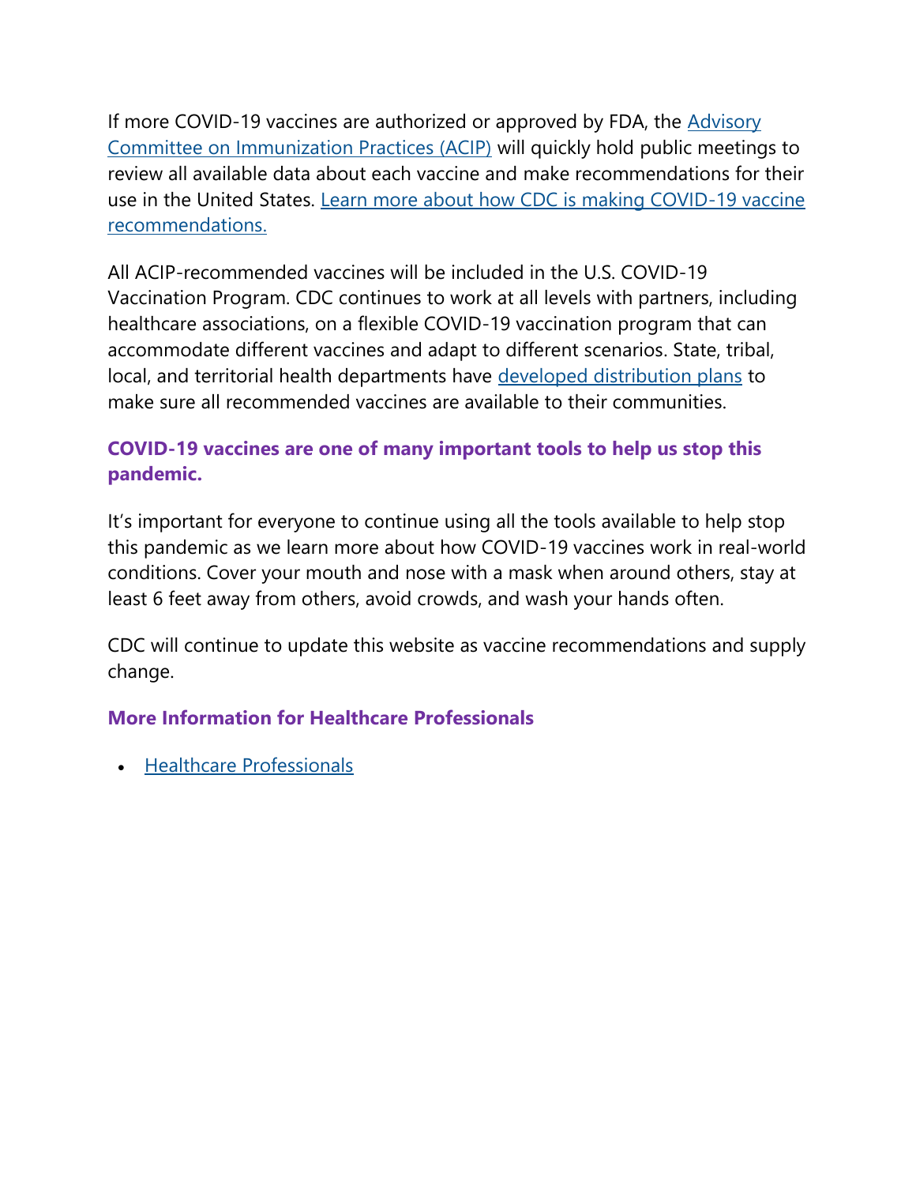If more COVID-19 vaccines are authorized or approved by FDA, the [Advisory Committee on Immunization Practices (ACIP)]() will quickly hold public meetings to review all available data about each vaccine and make recommendations for their use in the United States. [Learn more about how CDC is making COVID-19 vaccine recommendations.]()

All ACIP-recommended vaccines will be included in the U.S. COVID-19 Vaccination Program. CDC continues to work at all levels with partners, including healthcare associations, on a flexible COVID-19 vaccination program that can accommodate different vaccines and adapt to different scenarios. State, tribal, local, and territorial health departments have [developed distribution plans]() to make sure all recommended vaccines are available to their communities.

### COVID-19 vaccines are one of many important tools to help us stop this pandemic.

It's important for everyone to continue using all the tools available to help stop this pandemic as we learn more about how COVID-19 vaccines work in real-world conditions. Cover your mouth and nose with a mask when around others, stay at least 6 feet away from others, avoid crowds, and wash your hands often.

CDC will continue to update this website as vaccine recommendations and supply change.

### More Information for Healthcare Professionals

- [Healthcare Professionals]()